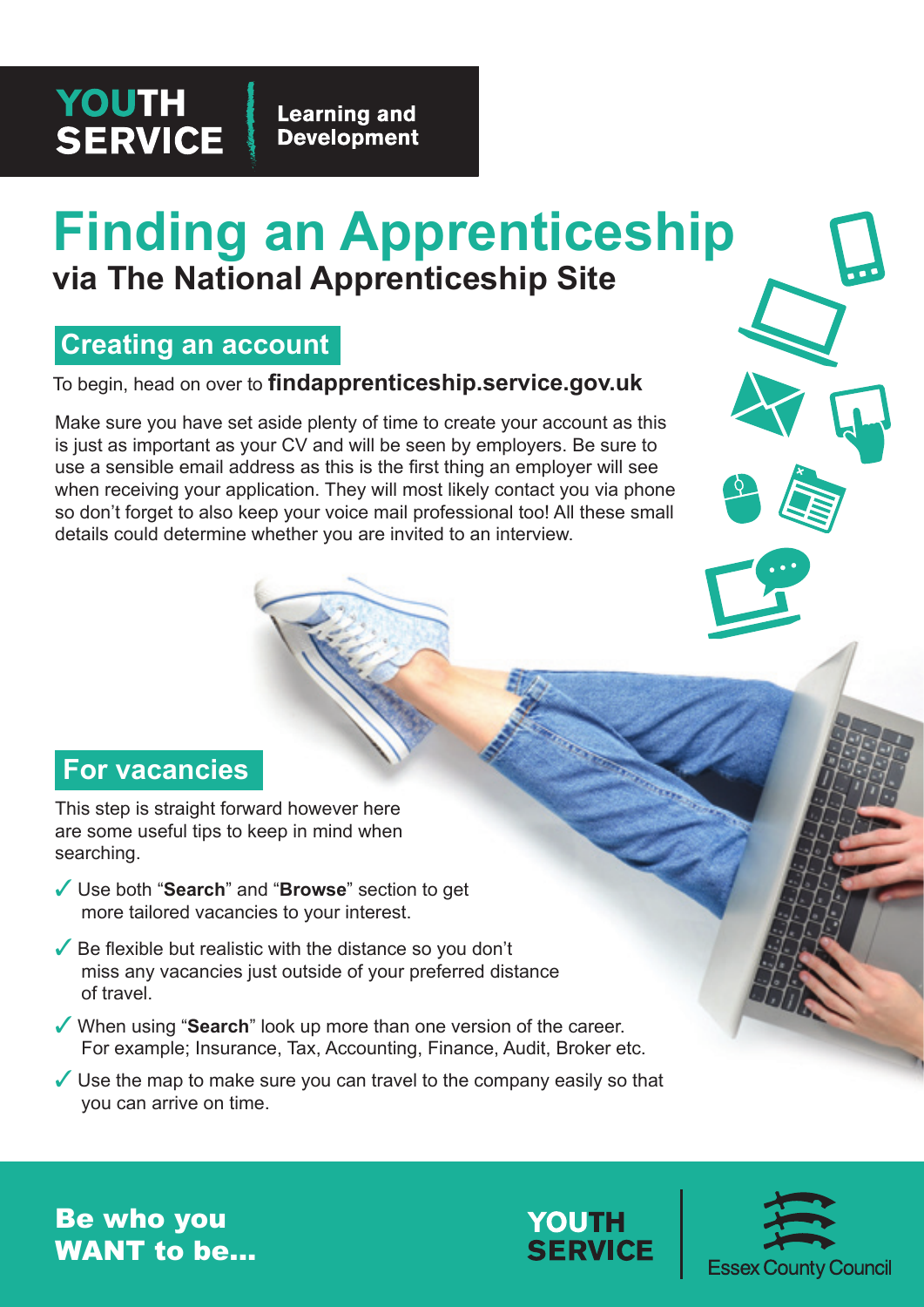**YOUTH SERVICE** | **Learning and Development**

# Finding an Apprenticeship

## via The National Apprenticeship Site

## Creating an account

To begin, head on over to **findapprenticeship.service.gov.uk**

Make sure you have set aside plenty of time to create your account as this is just as important as your CV and will be seen by employers. Be sure to use a sensible email address as this is the first thing an employer will see when receiving your application. They will most likely contact you via phone so don't forget to also keep your voice mail professional too! All these small details could determine whether you are invited to an interview.

## For vacancies

This step is straight forward however here are some useful tips to keep in mind when searching.

- ✓ Use both "**Search**" and "**Browse**" section to get more tailored vacancies to your interest.
- ✓ Be flexible but realistic with the distance so you don't miss any vacancies just outside of your preferred distance of travel.
- ✓ When using "**Search**" look up more than one version of the career. For example; Insurance, Tax, Accounting, Finance, Audit, Broker etc.
- ✓ Use the map to make sure you can travel to the company easily so that you can arrive on time.

**Be who you WANT to be...**

YOUTH SERVICE | Essex County Council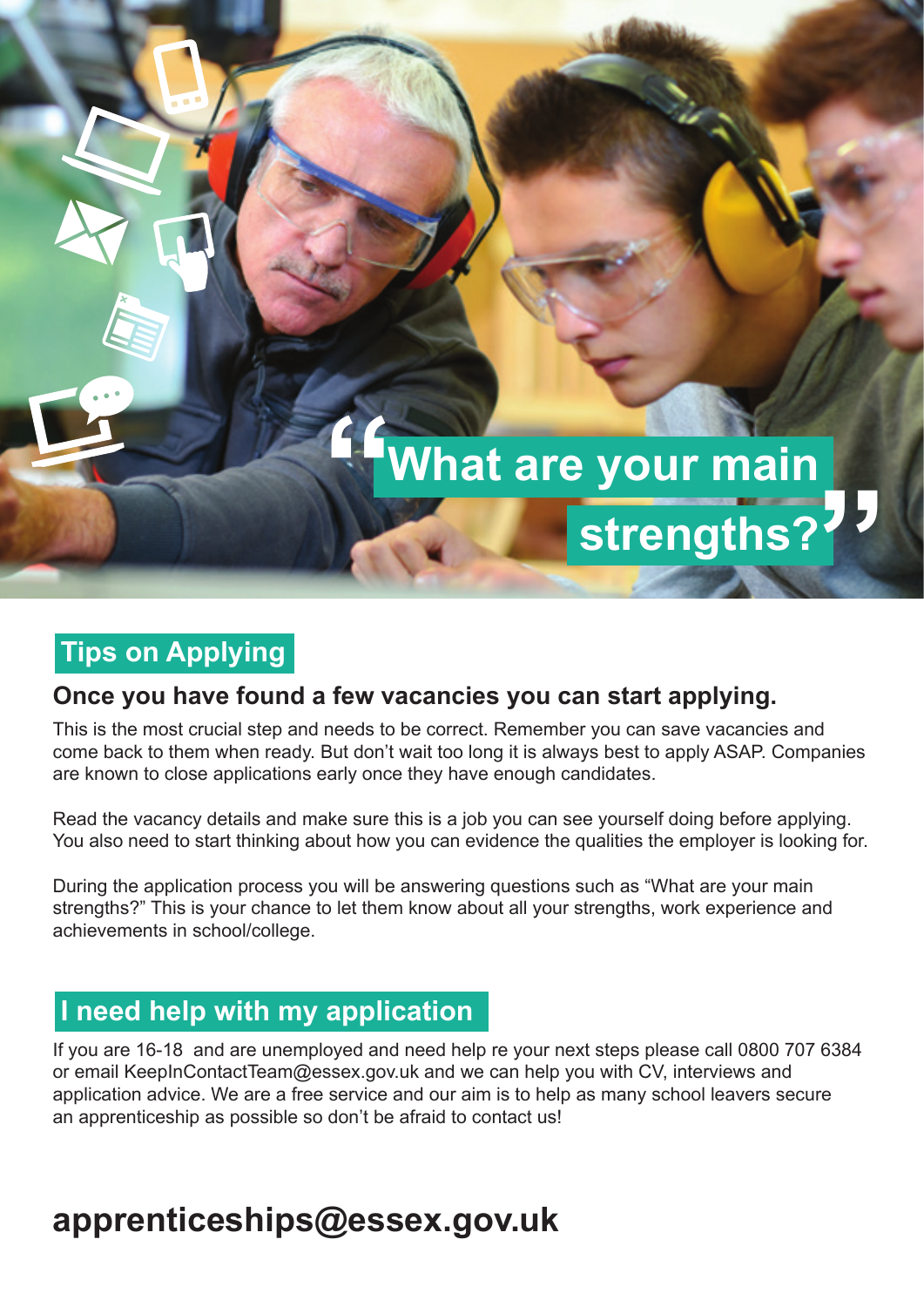“What are your main strengths?”

## Tips on Applying

### Once you have found a few vacancies you can start applying.

This is the most crucial step and needs to be correct. Remember you can save vacancies and come back to them when ready. But don’t wait too long it is always best to apply ASAP. Companies are known to close applications early once they have enough candidates.

Read the vacancy details and make sure this is a job you can see yourself doing before applying. You also need to start thinking about how you can evidence the qualities the employer is looking for.

During the application process you will be answering questions such as “What are your main strengths?” This is your chance to let them know about all your strengths, work experience and achievements in school/college.

## I need help with my application

If you are 16-18 and are unemployed and need help re your next steps please call 0800 707 6384 or email KeepInContactTeam@essex.gov.uk and we can help you with CV, interviews and application advice. We are a free service and our aim is to help as many school leavers secure an apprenticeship as possible so don’t be afraid to contact us!

## apprenticeships@essex.gov.uk